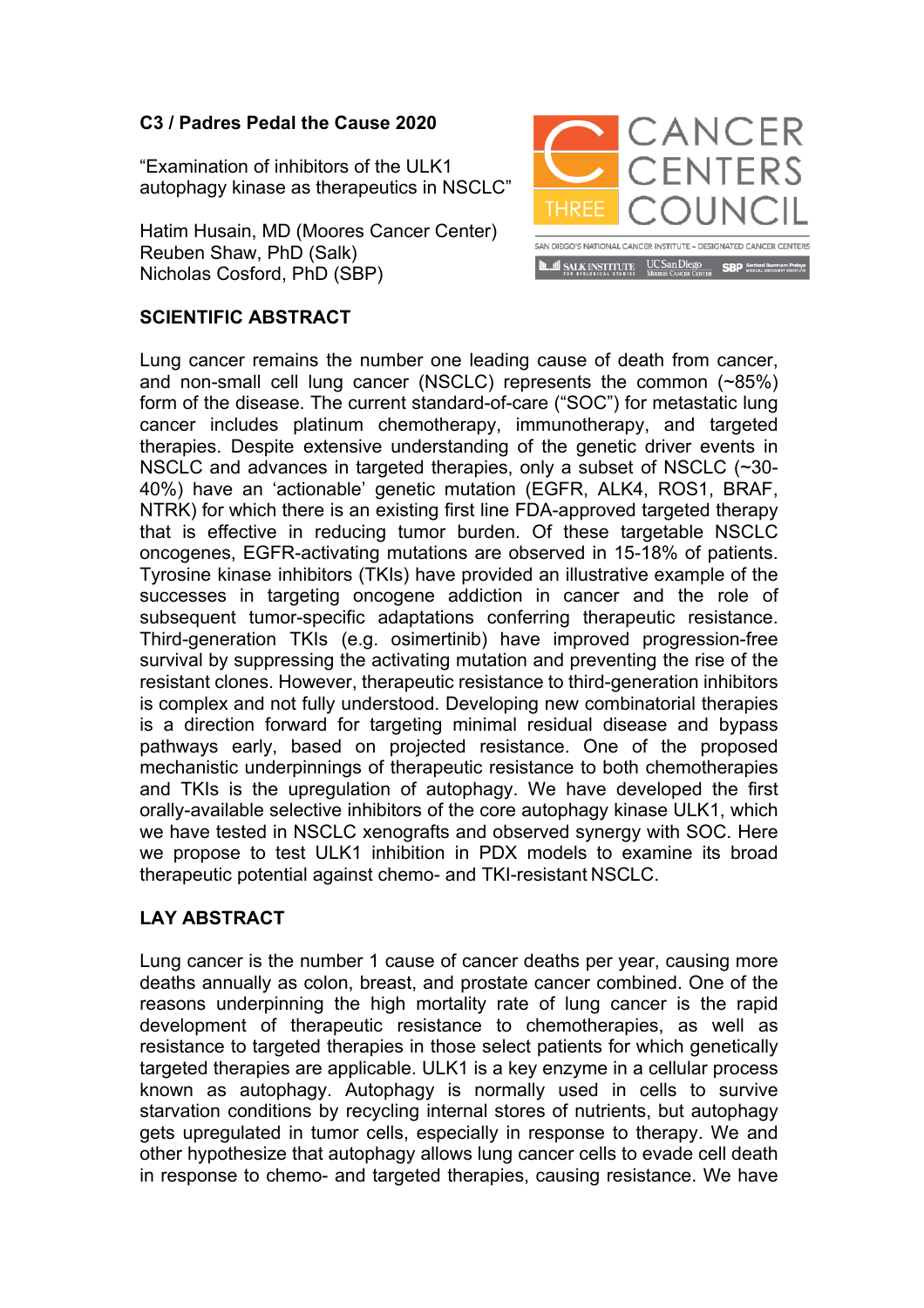**C3 / Padres Pedal the Cause 2020**

"Examination of inhibitors of the ULK1 autophagy kinase as therapeutics in NSCLC"

Hatim Husain, MD (Moores Cancer Center)
Reuben Shaw, PhD (Salk)
Nicholas Cosford, PhD (SBP)

CANCER CENTERS COUNCIL THREE

SAN DIEGO'S NATIONAL CANCER INSTITUTE – DESIGNATED CANCER CENTERS

SALK INSTITUTE FOR BIOLOGICAL STUDIES · UC San Diego Moores Cancer Center · SBP Sanford Burnham Prebys Medical Discovery Institute

## SCIENTIFIC ABSTRACT

Lung cancer remains the number one leading cause of death from cancer, and non-small cell lung cancer (NSCLC) represents the common (~85%) form of the disease. The current standard-of-care ("SOC") for metastatic lung cancer includes platinum chemotherapy, immunotherapy, and targeted therapies. Despite extensive understanding of the genetic driver events in NSCLC and advances in targeted therapies, only a subset of NSCLC (~30-40%) have an 'actionable' genetic mutation (EGFR, ALK4, ROS1, BRAF, NTRK) for which there is an existing first line FDA-approved targeted therapy that is effective in reducing tumor burden. Of these targetable NSCLC oncogenes, EGFR-activating mutations are observed in 15-18% of patients. Tyrosine kinase inhibitors (TKIs) have provided an illustrative example of the successes in targeting oncogene addiction in cancer and the role of subsequent tumor-specific adaptations conferring therapeutic resistance. Third-generation TKIs (e.g. osimertinib) have improved progression-free survival by suppressing the activating mutation and preventing the rise of the resistant clones. However, therapeutic resistance to third-generation inhibitors is complex and not fully understood. Developing new combinatorial therapies is a direction forward for targeting minimal residual disease and bypass pathways early, based on projected resistance. One of the proposed mechanistic underpinnings of therapeutic resistance to both chemotherapies and TKIs is the upregulation of autophagy. We have developed the first orally-available selective inhibitors of the core autophagy kinase ULK1, which we have tested in NSCLC xenografts and observed synergy with SOC. Here we propose to test ULK1 inhibition in PDX models to examine its broad therapeutic potential against chemo- and TKI-resistant NSCLC.

## LAY ABSTRACT

Lung cancer is the number 1 cause of cancer deaths per year, causing more deaths annually as colon, breast, and prostate cancer combined. One of the reasons underpinning the high mortality rate of lung cancer is the rapid development of therapeutic resistance to chemotherapies, as well as resistance to targeted therapies in those select patients for which genetically targeted therapies are applicable. ULK1 is a key enzyme in a cellular process known as autophagy. Autophagy is normally used in cells to survive starvation conditions by recycling internal stores of nutrients, but autophagy gets upregulated in tumor cells, especially in response to therapy. We and other hypothesize that autophagy allows lung cancer cells to evade cell death in response to chemo- and targeted therapies, causing resistance. We have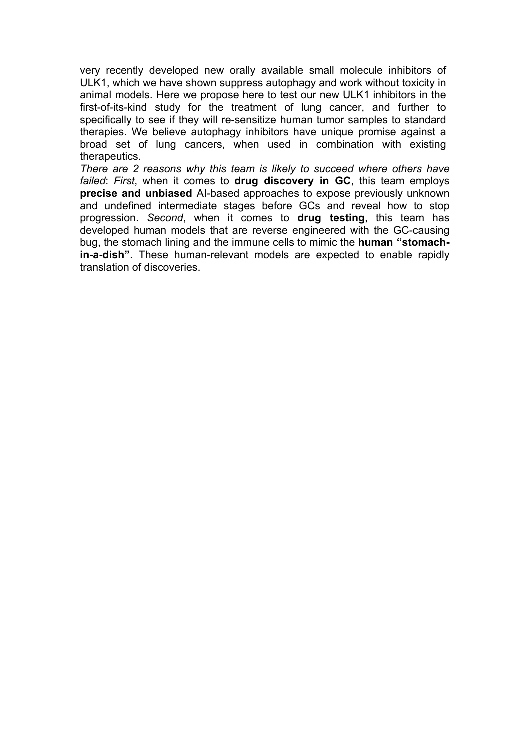very recently developed new orally available small molecule inhibitors of ULK1, which we have shown suppress autophagy and work without toxicity in animal models. Here we propose here to test our new ULK1 inhibitors in the first-of-its-kind study for the treatment of lung cancer, and further to specifically to see if they will re-sensitize human tumor samples to standard therapies. We believe autophagy inhibitors have unique promise against a broad set of lung cancers, when used in combination with existing therapeutics.

*There are 2 reasons why this team is likely to succeed where others have failed*: *First*, when it comes to **drug discovery in GC**, this team employs **precise and unbiased** AI-based approaches to expose previously unknown and undefined intermediate stages before GCs and reveal how to stop progression. *Second*, when it comes to **drug testing**, this team has developed human models that are reverse engineered with the GC-causing bug, the stomach lining and the immune cells to mimic the **human "stomach-in-a-dish"**. These human-relevant models are expected to enable rapidly translation of discoveries.